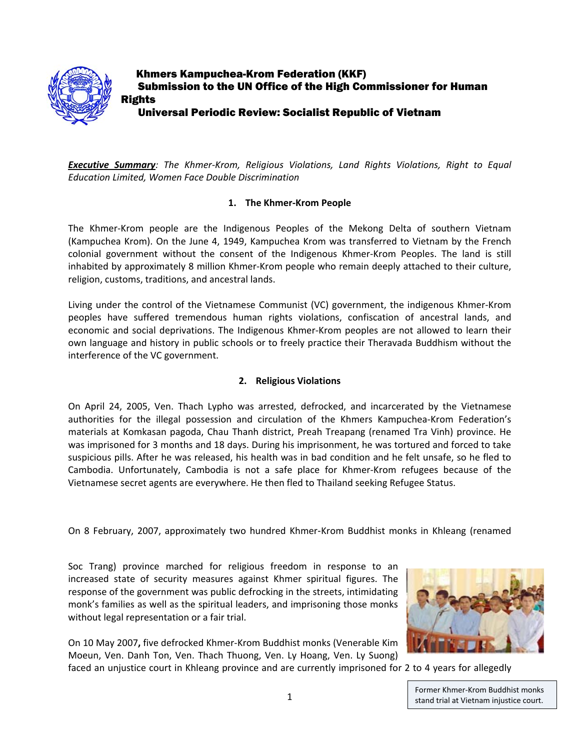# Khmers Kampuchea-Krom Federation (KKF)
## Submission to the UN Office of the High Commissioner for Human Rights
## Universal Periodic Review: Socialist Republic of Vietnam

***Executive Summary**: The Khmer-Krom, Religious Violations, Land Rights Violations, Right to Equal Education Limited, Women Face Double Discrimination*

### 1. The Khmer-Krom People

The Khmer-Krom people are the Indigenous Peoples of the Mekong Delta of southern Vietnam (Kampuchea Krom). On the June 4, 1949, Kampuchea Krom was transferred to Vietnam by the French colonial government without the consent of the Indigenous Khmer-Krom Peoples. The land is still inhabited by approximately 8 million Khmer-Krom people who remain deeply attached to their culture, religion, customs, traditions, and ancestral lands.

Living under the control of the Vietnamese Communist (VC) government, the indigenous Khmer-Krom peoples have suffered tremendous human rights violations, confiscation of ancestral lands, and economic and social deprivations. The Indigenous Khmer-Krom peoples are not allowed to learn their own language and history in public schools or to freely practice their Theravada Buddhism without the interference of the VC government.

### 2. Religious Violations

On April 24, 2005, Ven. Thach Lypho was arrested, defrocked, and incarcerated by the Vietnamese authorities for the illegal possession and circulation of the Khmers Kampuchea-Krom Federation's materials at Komkasan pagoda, Chau Thanh district, Preah Treapang (renamed Tra Vinh) province. He was imprisoned for 3 months and 18 days. During his imprisonment, he was tortured and forced to take suspicious pills. After he was released, his health was in bad condition and he felt unsafe, so he fled to Cambodia. Unfortunately, Cambodia is not a safe place for Khmer-Krom refugees because of the Vietnamese secret agents are everywhere. He then fled to Thailand seeking Refugee Status.

On 8 February, 2007, approximately two hundred Khmer-Krom Buddhist monks in Khleang (renamed Soc Trang) province marched for religious freedom in response to an increased state of security measures against Khmer spiritual figures. The response of the government was public defrocking in the streets, intimidating monk's families as well as the spiritual leaders, and imprisoning those monks without legal representation or a fair trial.

On 10 May 2007**,** five defrocked Khmer-Krom Buddhist monks (Venerable Kim Moeun, Ven. Danh Ton, Ven. Thach Thuong, Ven. Ly Hoang, Ven. Ly Suong) faced an unjustice court in Khleang province and are currently imprisoned for 2 to 4 years for allegedly

Former Khmer-Krom Buddhist monks stand trial at Vietnam injustice court.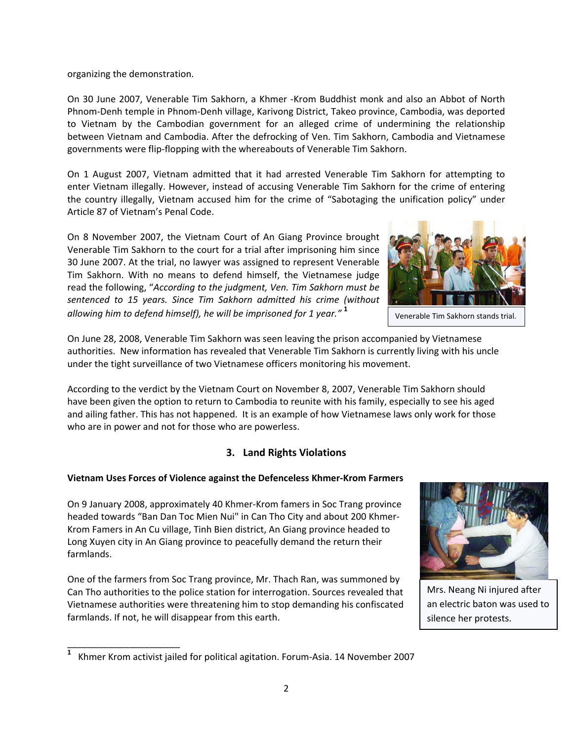organizing the demonstration.

On 30 June 2007, Venerable Tim Sakhorn, a Khmer -Krom Buddhist monk and also an Abbot of North Phnom-Denh temple in Phnom-Denh village, Karivong District, Takeo province, Cambodia, was deported to Vietnam by the Cambodian government for an alleged crime of undermining the relationship between Vietnam and Cambodia. After the defrocking of Ven. Tim Sakhorn, Cambodia and Vietnamese governments were flip-flopping with the whereabouts of Venerable Tim Sakhorn.

On 1 August 2007, Vietnam admitted that it had arrested Venerable Tim Sakhorn for attempting to enter Vietnam illegally. However, instead of accusing Venerable Tim Sakhorn for the crime of entering the country illegally, Vietnam accused him for the crime of "Sabotaging the unification policy" under Article 87 of Vietnam's Penal Code.

On 8 November 2007, the Vietnam Court of An Giang Province brought Venerable Tim Sakhorn to the court for a trial after imprisoning him since 30 June 2007. At the trial, no lawyer was assigned to represent Venerable Tim Sakhorn. With no means to defend himself, the Vietnamese judge read the following, "*According to the judgment, Ven. Tim Sakhorn must be sentenced to 15 years. Since Tim Sakhorn admitted his crime (without allowing him to defend himself), he will be imprisoned for 1 year.*"[1]

Venerable Tim Sakhorn stands trial.

On June 28, 2008, Venerable Tim Sakhorn was seen leaving the prison accompanied by Vietnamese authorities. New information has revealed that Venerable Tim Sakhorn is currently living with his uncle under the tight surveillance of two Vietnamese officers monitoring his movement.

According to the verdict by the Vietnam Court on November 8, 2007, Venerable Tim Sakhorn should have been given the option to return to Cambodia to reunite with his family, especially to see his aged and ailing father. This has not happened. It is an example of how Vietnamese laws only work for those who are in power and not for those who are powerless.

## 3. Land Rights Violations

**Vietnam Uses Forces of Violence against the Defenceless Khmer-Krom Farmers**

On 9 January 2008, approximately 40 Khmer-Krom famers in Soc Trang province headed towards "Ban Dan Toc Mien Nui" in Can Tho City and about 200 Khmer-Krom Famers in An Cu village, Tinh Bien district, An Giang province headed to Long Xuyen city in An Giang province to peacefully demand the return their farmlands.

One of the farmers from Soc Trang province, Mr. Thach Ran, was summoned by Can Tho authorities to the police station for interrogation. Sources revealed that Vietnamese authorities were threatening him to stop demanding his confiscated farmlands. If not, he will disappear from this earth.

Mrs. Neang Ni injured after an electric baton was used to silence her protests.

---

[1] Khmer Krom activist jailed for political agitation. Forum-Asia. 14 November 2007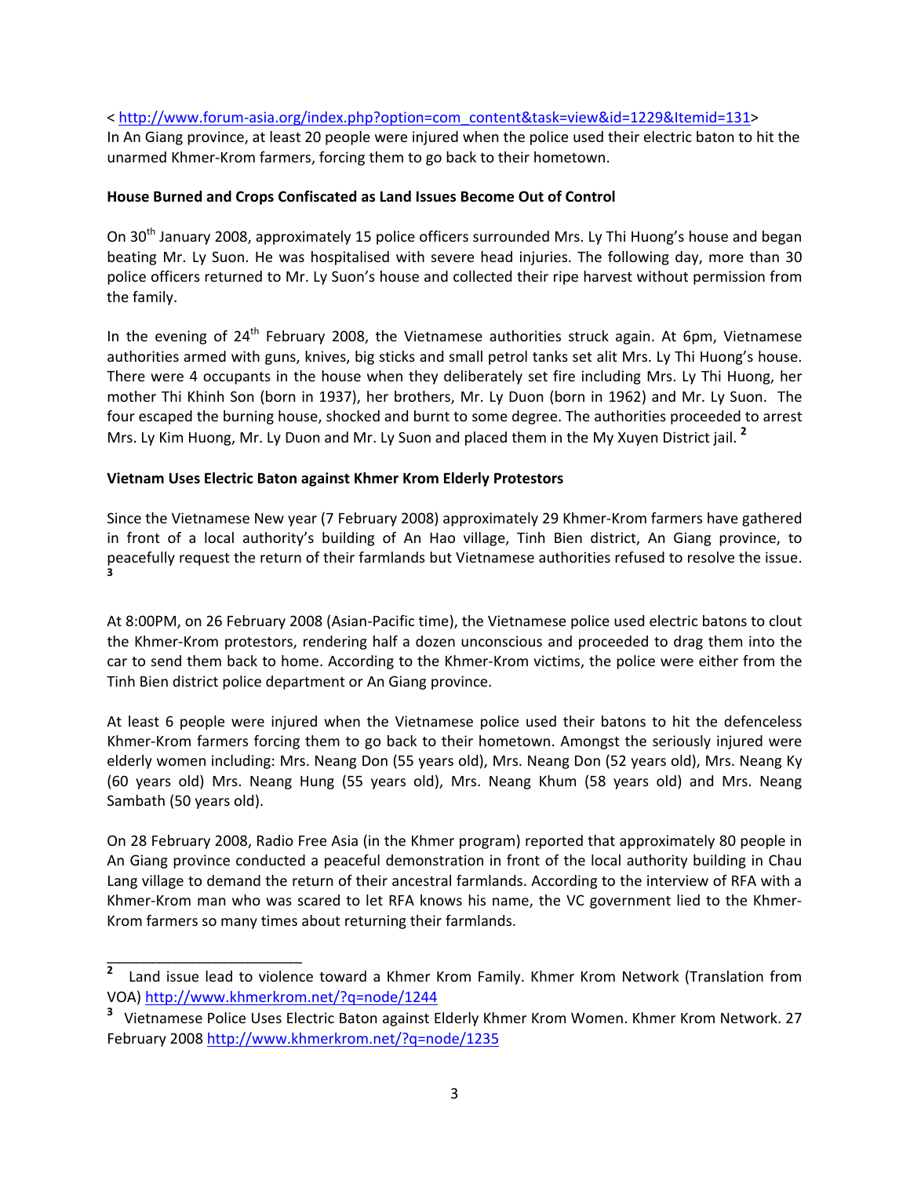< http://www.forum-asia.org/index.php?option=com_content&task=view&id=1229&Itemid=131>
In An Giang province, at least 20 people were injured when the police used their electric baton to hit the unarmed Khmer-Krom farmers, forcing them to go back to their hometown.

**House Burned and Crops Confiscated as Land Issues Become Out of Control**

On 30th January 2008, approximately 15 police officers surrounded Mrs. Ly Thi Huong's house and began beating Mr. Ly Suon. He was hospitalised with severe head injuries. The following day, more than 30 police officers returned to Mr. Ly Suon's house and collected their ripe harvest without permission from the family.

In the evening of 24th February 2008, the Vietnamese authorities struck again. At 6pm, Vietnamese authorities armed with guns, knives, big sticks and small petrol tanks set alit Mrs. Ly Thi Huong's house. There were 4 occupants in the house when they deliberately set fire including Mrs. Ly Thi Huong, her mother Thi Khinh Son (born in 1937), her brothers, Mr. Ly Duon (born in 1962) and Mr. Ly Suon. The four escaped the burning house, shocked and burnt to some degree. The authorities proceeded to arrest Mrs. Ly Kim Huong, Mr. Ly Duon and Mr. Ly Suon and placed them in the My Xuyen District jail. [2]

**Vietnam Uses Electric Baton against Khmer Krom Elderly Protestors**

Since the Vietnamese New year (7 February 2008) approximately 29 Khmer-Krom farmers have gathered in front of a local authority's building of An Hao village, Tinh Bien district, An Giang province, to peacefully request the return of their farmlands but Vietnamese authorities refused to resolve the issue. [3]

At 8:00PM, on 26 February 2008 (Asian-Pacific time), the Vietnamese police used electric batons to clout the Khmer-Krom protestors, rendering half a dozen unconscious and proceeded to drag them into the car to send them back to home. According to the Khmer-Krom victims, the police were either from the Tinh Bien district police department or An Giang province.

At least 6 people were injured when the Vietnamese police used their batons to hit the defenceless Khmer-Krom farmers forcing them to go back to their hometown. Amongst the seriously injured were elderly women including: Mrs. Neang Don (55 years old), Mrs. Neang Don (52 years old), Mrs. Neang Ky (60 years old) Mrs. Neang Hung (55 years old), Mrs. Neang Khum (58 years old) and Mrs. Neang Sambath (50 years old).

On 28 February 2008, Radio Free Asia (in the Khmer program) reported that approximately 80 people in An Giang province conducted a peaceful demonstration in front of the local authority building in Chau Lang village to demand the return of their ancestral farmlands. According to the interview of RFA with a Khmer-Krom man who was scared to let RFA knows his name, the VC government lied to the Khmer-Krom farmers so many times about returning their farmlands.

---

[2] Land issue lead to violence toward a Khmer Krom Family. Khmer Krom Network (Translation from VOA) http://www.khmerkrom.net/?q=node/1244

[3] Vietnamese Police Uses Electric Baton against Elderly Khmer Krom Women. Khmer Krom Network. 27 February 2008 http://www.khmerkrom.net/?q=node/1235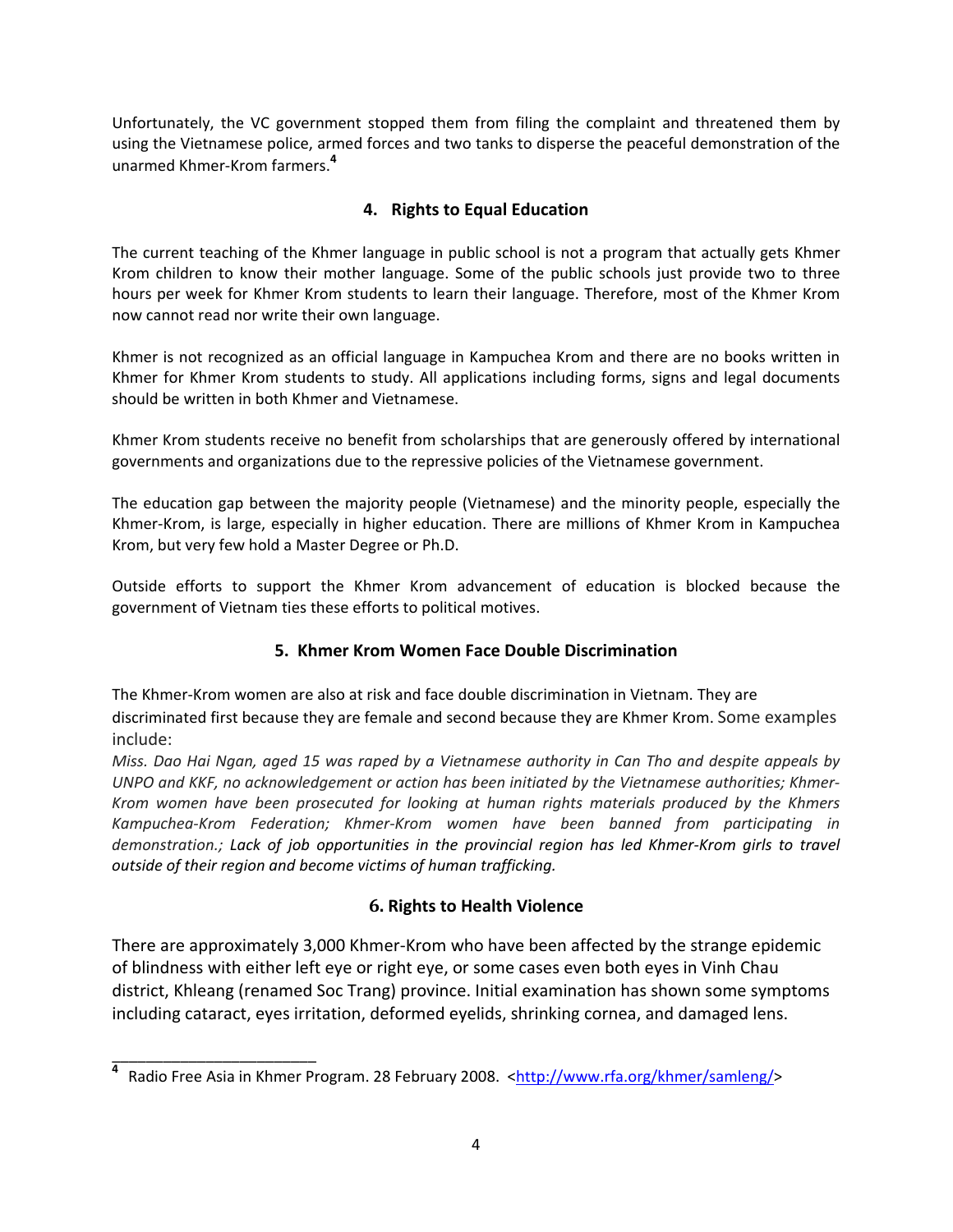Unfortunately, the VC government stopped them from filing the complaint and threatened them by using the Vietnamese police, armed forces and two tanks to disperse the peaceful demonstration of the unarmed Khmer-Krom farmers.[4]

## 4. Rights to Equal Education

The current teaching of the Khmer language in public school is not a program that actually gets Khmer Krom children to know their mother language. Some of the public schools just provide two to three hours per week for Khmer Krom students to learn their language. Therefore, most of the Khmer Krom now cannot read nor write their own language.

Khmer is not recognized as an official language in Kampuchea Krom and there are no books written in Khmer for Khmer Krom students to study. All applications including forms, signs and legal documents should be written in both Khmer and Vietnamese.

Khmer Krom students receive no benefit from scholarships that are generously offered by international governments and organizations due to the repressive policies of the Vietnamese government.

The education gap between the majority people (Vietnamese) and the minority people, especially the Khmer-Krom, is large, especially in higher education. There are millions of Khmer Krom in Kampuchea Krom, but very few hold a Master Degree or Ph.D.

Outside efforts to support the Khmer Krom advancement of education is blocked because the government of Vietnam ties these efforts to political motives.

## 5. Khmer Krom Women Face Double Discrimination

The Khmer-Krom women are also at risk and face double discrimination in Vietnam. They are discriminated first because they are female and second because they are Khmer Krom. Some examples include:
*Miss. Dao Hai Ngan, aged 15 was raped by a Vietnamese authority in Can Tho and despite appeals by UNPO and KKF, no acknowledgement or action has been initiated by the Vietnamese authorities; Khmer-Krom women have been prosecuted for looking at human rights materials produced by the Khmers Kampuchea-Krom Federation; Khmer-Krom women have been banned from participating in demonstration.; Lack of job opportunities in the provincial region has led Khmer-Krom girls to travel outside of their region and become victims of human trafficking.*

## 6. Rights to Health Violence

There are approximately 3,000 Khmer-Krom who have been affected by the strange epidemic of blindness with either left eye or right eye, or some cases even both eyes in Vinh Chau district, Khleang (renamed Soc Trang) province. Initial examination has shown some symptoms including cataract, eyes irritation, deformed eyelids, shrinking cornea, and damaged lens.

---

[4] Radio Free Asia in Khmer Program. 28 February 2008. <http://www.rfa.org/khmer/samleng/>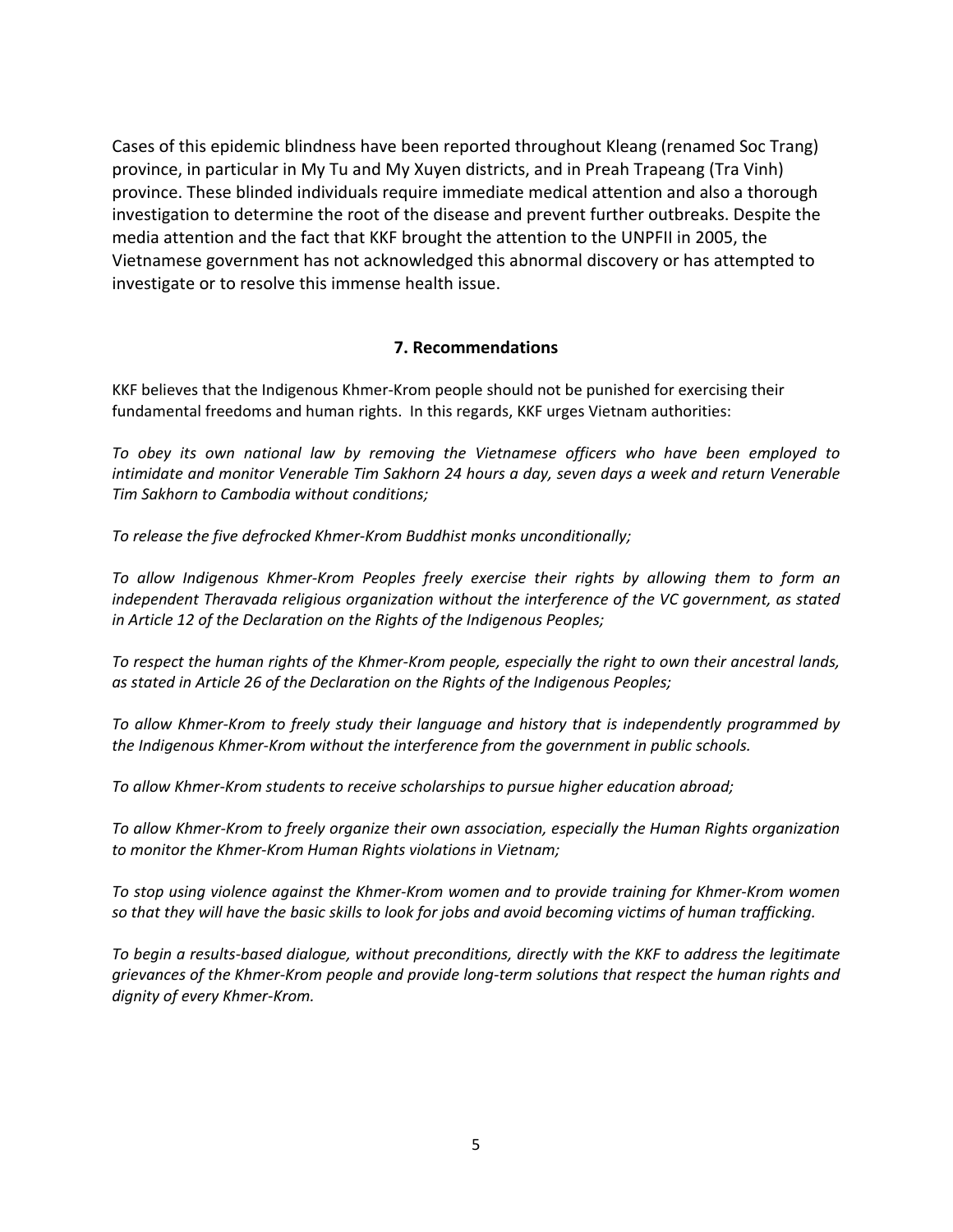Cases of this epidemic blindness have been reported throughout Kleang (renamed Soc Trang) province, in particular in My Tu and My Xuyen districts, and in Preah Trapeang (Tra Vinh) province. These blinded individuals require immediate medical attention and also a thorough investigation to determine the root of the disease and prevent further outbreaks. Despite the media attention and the fact that KKF brought the attention to the UNPFII in 2005, the Vietnamese government has not acknowledged this abnormal discovery or has attempted to investigate or to resolve this immense health issue.

## 7. Recommendations

KKF believes that the Indigenous Khmer-Krom people should not be punished for exercising their fundamental freedoms and human rights. In this regards, KKF urges Vietnam authorities:

*To obey its own national law by removing the Vietnamese officers who have been employed to intimidate and monitor Venerable Tim Sakhorn 24 hours a day, seven days a week and return Venerable Tim Sakhorn to Cambodia without conditions;*

*To release the five defrocked Khmer-Krom Buddhist monks unconditionally;*

*To allow Indigenous Khmer-Krom Peoples freely exercise their rights by allowing them to form an independent Theravada religious organization without the interference of the VC government, as stated in Article 12 of the Declaration on the Rights of the Indigenous Peoples;*

*To respect the human rights of the Khmer-Krom people, especially the right to own their ancestral lands, as stated in Article 26 of the Declaration on the Rights of the Indigenous Peoples;*

*To allow Khmer-Krom to freely study their language and history that is independently programmed by the Indigenous Khmer-Krom without the interference from the government in public schools.*

*To allow Khmer-Krom students to receive scholarships to pursue higher education abroad;*

*To allow Khmer-Krom to freely organize their own association, especially the Human Rights organization to monitor the Khmer-Krom Human Rights violations in Vietnam;*

*To stop using violence against the Khmer-Krom women and to provide training for Khmer-Krom women so that they will have the basic skills to look for jobs and avoid becoming victims of human trafficking.*

*To begin a results-based dialogue, without preconditions, directly with the KKF to address the legitimate grievances of the Khmer-Krom people and provide long-term solutions that respect the human rights and dignity of every Khmer-Krom.*